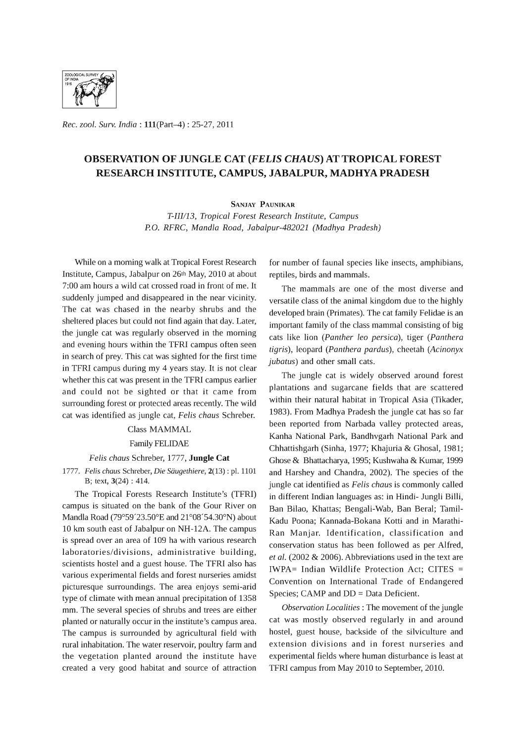# OBSERVATION OF JUNGLE CAT (*FELIS CHAUS*) AT TROPICAL FOREST RESEARCH INSTITUTE, CAMPUS, JABALPUR, MADHYA PRADESH

**SANJAY PAUNIKAR**

*T-III/13, Tropical Forest Research Institute, Campus*
*P.O. RFRC, Mandla Road, Jabalpur-482021 (Madhya Pradesh)*

While on a morning walk at Tropical Forest Research Institute, Campus, Jabalpur on 26th May, 2010 at about 7:00 am hours a wild cat crossed road in front of me. It suddenly jumped and disappeared in the near vicinity. The cat was chased in the nearby shrubs and the sheltered places but could not find again that day. Later, the jungle cat was regularly observed in the morning and evening hours within the TFRI campus often seen in search of prey. This cat was sighted for the first time in TFRI campus during my 4 years stay. It is not clear whether this cat was present in the TFRI campus earlier and could not be sighted or that it came from surrounding forest or protected areas recently. The wild cat was identified as jungle cat, *Felis chaus* Schreber.

Class MAMMAL

Family FELIDAE

*Felis chaus* Schreber, 1777, **Jungle Cat**

1777. *Felis chaus* Schreber, *Die Säugethiere*, **2**(13) : pl. 1101 B; text, **3**(24) : 414.

The Tropical Forests Research Institute's (TFRI) campus is situated on the bank of the Gour River on Mandla Road (79°59′23.50°E and 21°08′54.30°N) about 10 km south east of Jabalpur on NH-12A. The campus is spread over an area of 109 ha with various research laboratories/divisions, administrative building, scientists hostel and a guest house. The TFRI also has various experimental fields and forest nurseries amidst picturesque surroundings. The area enjoys semi-arid type of climate with mean annual precipitation of 1358 mm. The several species of shrubs and trees are either planted or naturally occur in the institute's campus area. The campus is surrounded by agricultural field with rural inhabitation. The water reservoir, poultry farm and the vegetation planted around the institute have created a very good habitat and source of attraction for number of faunal species like insects, amphibians, reptiles, birds and mammals.

The mammals are one of the most diverse and versatile class of the animal kingdom due to the highly developed brain (Primates). The cat family Felidae is an important family of the class mammal consisting of big cats like lion (*Panther leo persica*), tiger (*Panthera tigris*), leopard (*Panthera pardus*), cheetah (*Acinonyx jubatus*) and other small cats.

The jungle cat is widely observed around forest plantations and sugarcane fields that are scattered within their natural habitat in Tropical Asia (Tikader, 1983). From Madhya Pradesh the jungle cat has so far been reported from Narbada valley protected areas, Kanha National Park, Bandhvgarh National Park and Chhattishgarh (Sinha, 1977; Khajuria & Ghosal, 1981; Ghose & Bhattacharya, 1995; Kushwaha & Kumar, 1999 and Harshey and Chandra, 2002). The species of the jungle cat identified as *Felis chaus* is commonly called in different Indian languages as: in Hindi- Jungli Billi, Ban Bilao, Khattas; Bengali-Wab, Ban Beral; Tamil-Kadu Poona; Kannada-Bokana Kotti and in Marathi-Ran Manjar. Identification, classification and conservation status has been followed as per Alfred, *et al.* (2002 & 2006). Abbreviations used in the text are IWPA= Indian Wildlife Protection Act; CITES = Convention on International Trade of Endangered Species; CAMP and DD = Data Deficient.

*Observation Localities* : The movement of the jungle cat was mostly observed regularly in and around hostel, guest house, backside of the silviculture and extension divisions and in forest nurseries and experimental fields where human disturbance is least at TFRI campus from May 2010 to September, 2010.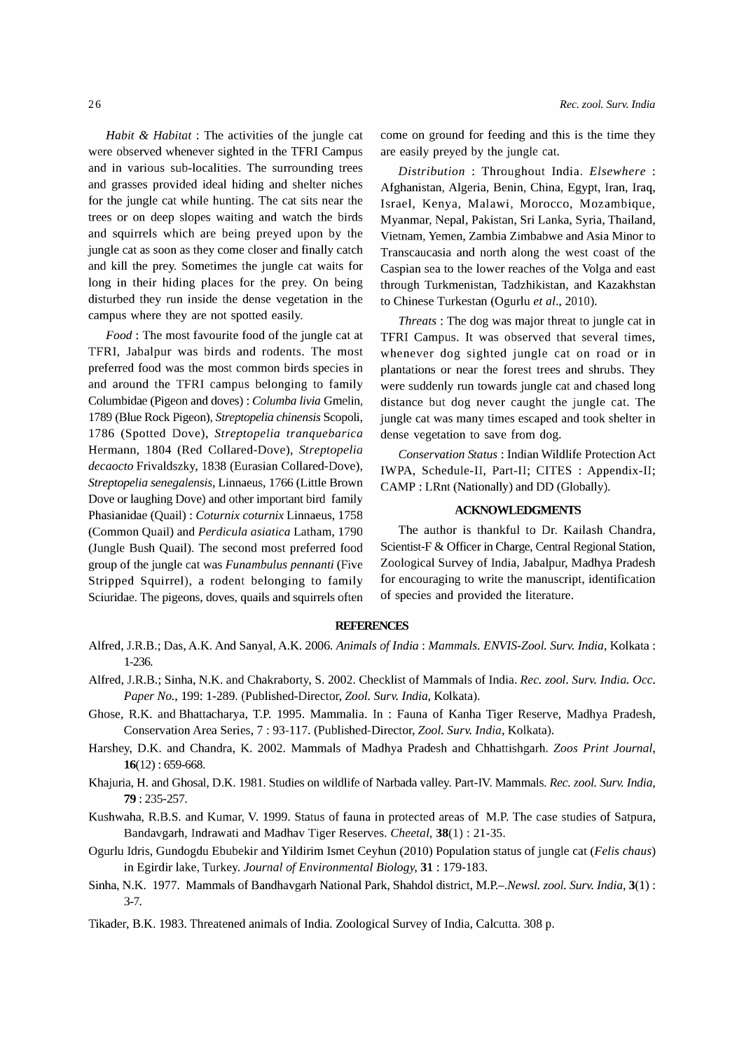*Habit & Habitat* : The activities of the jungle cat were observed whenever sighted in the TFRI Campus and in various sub-localities. The surrounding trees and grasses provided ideal hiding and shelter niches for the jungle cat while hunting. The cat sits near the trees or on deep slopes waiting and watch the birds and squirrels which are being preyed upon by the jungle cat as soon as they come closer and finally catch and kill the prey. Sometimes the jungle cat waits for long in their hiding places for the prey. On being disturbed they run inside the dense vegetation in the campus where they are not spotted easily.

*Food* : The most favourite food of the jungle cat at TFRI, Jabalpur was birds and rodents. The most preferred food was the most common birds species in and around the TFRI campus belonging to family Columbidae (Pigeon and doves) : *Columba livia* Gmelin, 1789 (Blue Rock Pigeon), *Streptopelia chinensis* Scopoli, 1786 (Spotted Dove), *Streptopelia tranquebarica* Hermann, 1804 (Red Collared-Dove), *Streptopelia decaocto* Frivaldszky, 1838 (Eurasian Collared-Dove), *Streptopelia senegalensis*, Linnaeus, 1766 (Little Brown Dove or laughing Dove) and other important bird family Phasianidae (Quail) : *Coturnix coturnix* Linnaeus, 1758 (Common Quail) and *Perdicula asiatica* Latham, 1790 (Jungle Bush Quail). The second most preferred food group of the jungle cat was *Funambulus pennanti* (Five Stripped Squirrel), a rodent belonging to family Sciuridae. The pigeons, doves, quails and squirrels often come on ground for feeding and this is the time they are easily preyed by the jungle cat.

*Distribution* : Throughout India. *Elsewhere* : Afghanistan, Algeria, Benin, China, Egypt, Iran, Iraq, Israel, Kenya, Malawi, Morocco, Mozambique, Myanmar, Nepal, Pakistan, Sri Lanka, Syria, Thailand, Vietnam, Yemen, Zambia Zimbabwe and Asia Minor to Transcaucasia and north along the west coast of the Caspian sea to the lower reaches of the Volga and east through Turkmenistan, Tadzhikistan, and Kazakhstan to Chinese Turkestan (Ogurlu *et al*., 2010).

*Threats* : The dog was major threat to jungle cat in TFRI Campus. It was observed that several times, whenever dog sighted jungle cat on road or in plantations or near the forest trees and shrubs. They were suddenly run towards jungle cat and chased long distance but dog never caught the jungle cat. The jungle cat was many times escaped and took shelter in dense vegetation to save from dog.

*Conservation Status* : Indian Wildlife Protection Act IWPA, Schedule-II, Part-II; CITES : Appendix-II; CAMP : LRnt (Nationally) and DD (Globally).

## ACKNOWLEDGMENTS

The author is thankful to Dr. Kailash Chandra, Scientist-F & Officer in Charge, Central Regional Station, Zoological Survey of India, Jabalpur, Madhya Pradesh for encouraging to write the manuscript, identification of species and provided the literature.

## REFERENCES

Alfred, J.R.B.; Das, A.K. And Sanyal, A.K. 2006. *Animals of India* : *Mammals*. *ENVIS-Zool. Surv. India*, Kolkata : 1-236.

Alfred, J.R.B.; Sinha, N.K. and Chakraborty, S. 2002. Checklist of Mammals of India. *Rec. zool. Surv. India. Occ. Paper No.*, 199: 1-289. (Published-Director, *Zool. Surv. India*, Kolkata).

Ghose, R.K. and Bhattacharya, T.P. 1995. Mammalia. In : Fauna of Kanha Tiger Reserve, Madhya Pradesh, Conservation Area Series, 7 : 93-117. (Published-Director, *Zool. Surv. India*, Kolkata).

Harshey, D.K. and Chandra, K. 2002. Mammals of Madhya Pradesh and Chhattishgarh. *Zoos Print Journal*, **16**(12) : 659-668.

Khajuria, H. and Ghosal, D.K. 1981. Studies on wildlife of Narbada valley. Part-IV. Mammals. *Rec. zool. Surv. India*, **79** : 235-257.

Kushwaha, R.B.S. and Kumar, V. 1999. Status of fauna in protected areas of M.P. The case studies of Satpura, Bandavgarh, Indrawati and Madhav Tiger Reserves. *Cheetal*, **38**(1) : 21-35.

Ogurlu Idris, Gundogdu Ebubekir and Yildirim Ismet Ceyhun (2010) Population status of jungle cat (*Felis chaus*) in Egirdir lake, Turkey. *Journal of Environmental Biology*, **31** : 179-183.

Sinha, N.K. 1977. Mammals of Bandhavgarh National Park, Shahdol district, M.P.–.*Newsl. zool. Surv. India*, **3**(1) : 3-7.

Tikader, B.K. 1983. Threatened animals of India. Zoological Survey of India, Calcutta. 308 p.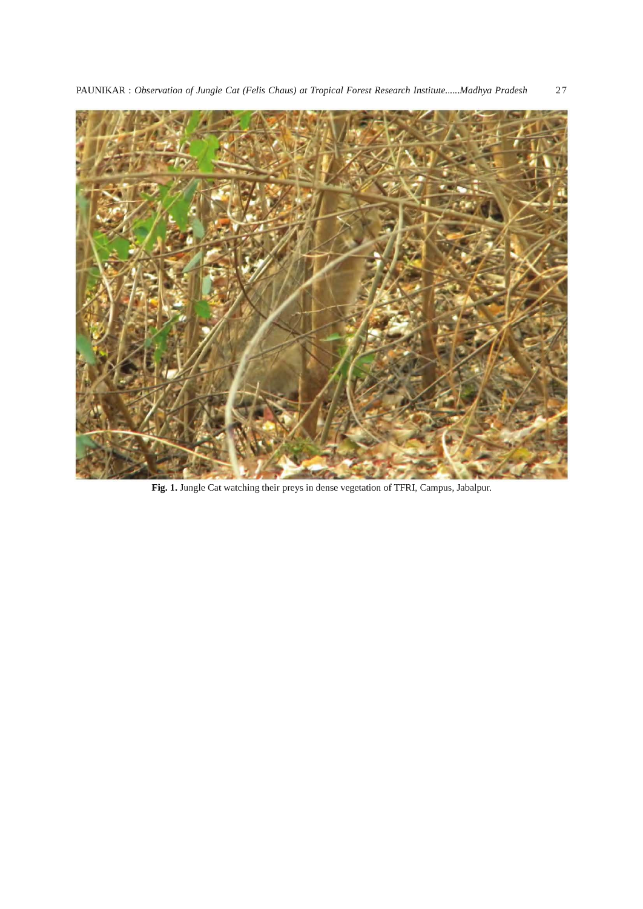**Fig. 1.** Jungle Cat watching their preys in dense vegetation of TFRI, Campus, Jabalpur.